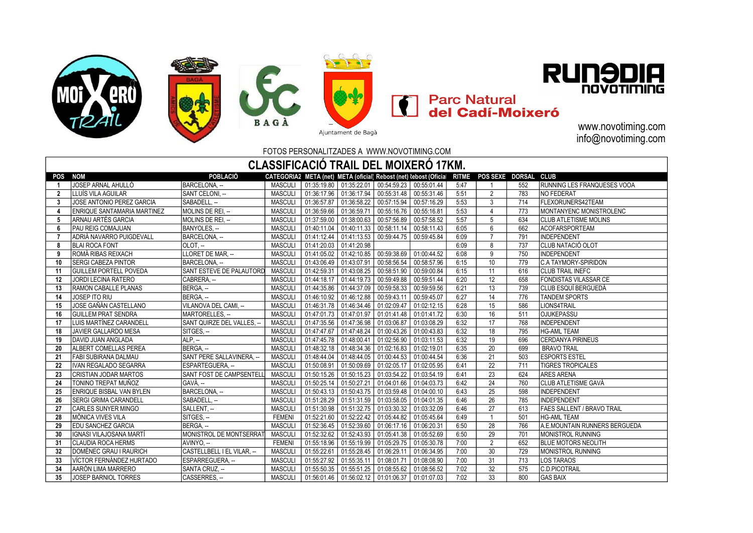www.novotiming.com
info@novotiming.com

FOTOS PERSONALITZADES A WWW.NOVOTIMING.COM

# CLASSIFICACIÓ TRAIL DEL MOIXERÓ 17KM.

| POS | NOM | POBLACIÓ | CATEGORIA2 | META (net) | META (oficial) | Rebost (net) | Rebost (Oficial) | RITME | POS SEXE | DORSAL | CLUB |
|---|---|---|---|---|---|---|---|---|---|---|---|
| 1 | JOSEP ARNAL AHULLÓ | BARCELONA, -- | MASCULI | 01:35:19.80 | 01:35:22.01 | 00:54:59.23 | 00:55:01.44 | 5:47 | 1 | 552 | RUNNING LES FRANQUESES VOOA |
| 2 | LLUÍS VILA AGUILAR | SANT CELONI, -- | MASCULI | 01:36:17.96 | 01:36:17.94 | 00:55:31.48 | 00:55:31.46 | 5:51 | 2 | 783 | NO FEDERAT |
| 3 | JOSE ANTONIO PEREZ GARCIA | SABADELL, -- | MASCULI | 01:36:57.87 | 01:36:58.22 | 00:57:15.94 | 00:57:16.29 | 5:53 | 3 | 714 | FLEXORUNERS42TEAM |
| 4 | ENRIQUE SANTAMARIA MARTINEZ | MOLINS DE REI, -- | MASCULI | 01:36:59.66 | 01:36:59.71 | 00:55:16.76 | 00:55:16.81 | 5:53 | 4 | 773 | MONTANYENC MONISTROLENC |
| 5 | ARNAU ARTÉS GARCIA | MOLINS DE REI, -- | MASCULI | 01:37:59.00 | 01:38:00.63 | 00:57:56.89 | 00:57:58.52 | 5:57 | 5 | 634 | CLUB ATLETISME MOLINS |
| 6 | PAU REIG COMAJUAN | BANYOLES, -- | MASCULI | 01:40:11.04 | 01:40:11.33 | 00:58:11.14 | 00:58:11.43 | 6:05 | 6 | 662 | ACOFARSPORTEAM |
| 7 | ADRIÀ NAVARRO PUIGDEVALL | BARCELONA, -- | MASCULI | 01:41:12.44 | 01:41:13.53 | 00:59:44.75 | 00:59:45.84 | 6:09 | 7 | 791 | INDEPENDENT |
| 8 | BLAI ROCA FONT | OLOT, -- | MASCULI | 01:41:20.03 | 01:41:20.98 | | | 6:09 | 8 | 737 | CLUB NATACIÓ OLOT |
| 9 | ROMÀ RIBAS REIXACH | LLORET DE MAR, -- | MASCULI | 01:41:05.02 | 01:42:10.85 | 00:59:38.69 | 01:00:44.52 | 6:08 | 9 | 750 | INDEPENDENT |
| 10 | SERGI CABEZA PINTOR | BARCELONA, -- | MASCULI | 01:43:06.49 | 01:43:07.91 | 00:58:56.54 | 00:58:57.96 | 6:15 | 10 | 779 | C.A TAYMORY-SPIRIDON |
| 11 | GUILLEM PORTELL POVEDA | SANT ESTEVE DE PALAUTORD | MASCULI | 01:42:59.31 | 01:43:08.25 | 00:58:51.90 | 00:59:00.84 | 6:15 | 11 | 616 | CLUB TRAIL INEFC |
| 12 | JORDI LECINA RATERO | CABRERA, -- | MASCULI | 01:44:18.17 | 01:44:19.73 | 00:59:49.88 | 00:59:51.44 | 6:20 | 12 | 658 | FONDISTAS VILASSAR CE |
| 13 | RAMON CABALLE PLANAS | BERGA, -- | MASCULI | 01:44:35.86 | 01:44:37.09 | 00:59:58.33 | 00:59:59.56 | 6:21 | 13 | 739 | CLUB ESQUÍ BERGUEDÀ |
| 14 | JOSEP ITO RIU | BERGA, -- | MASCULI | 01:46:10.92 | 01:46:12.88 | 00:59:43.11 | 00:59:45.07 | 6:27 | 14 | 776 | TANDEM SPORTS |
| 15 | JOSE GAÑÁN CASTELLANO | VILANOVA DEL CAMI, -- | MASCULI | 01:46:31.78 | 01:46:34.46 | 01:02:09.47 | 01:02:12.15 | 6:28 | 15 | 586 | LIONS4TRAIL |
| 16 | GUILLEM PRAT SENDRA | MARTORELLES, -- | MASCULI | 01:47:01.73 | 01:47:01.97 | 01:01:41.48 | 01:01:41.72 | 6:30 | 16 | 511 | OJUKEPASSU |
| 17 | LUIS MARTÍNEZ CARANDELL | SANT QUIRZE DEL VALLES, -- | MASCULI | 01:47:35.56 | 01:47:36.98 | 01:03:06.87 | 01:03:08.29 | 6:32 | 17 | 768 | INDEPENDENT |
| 18 | JAVIER GALLARDO MESA | SITGES, -- | MASCULI | 01:47:47.67 | 01:47:48.24 | 01:00:43.26 | 01:00:43.83 | 6:32 | 18 | 795 | HG-AML TEAM |
| 19 | DAVID JUAN ANGLADA | ALP, -- | MASCULI | 01:47:45.78 | 01:48:00.41 | 01:02:56.90 | 01:03:11.53 | 6:32 | 19 | 696 | CERDANYA PIRINEUS |
| 20 | ALBERT COMELLAS PEREA | BERGA, -- | MASCULI | 01:48:32.18 | 01:48:34.36 | 01:02:16.83 | 01:02:19.01 | 6:35 | 20 | 699 | BRAVO TRAIL |
| 21 | FABI SUBIRANA DALMAU | SANT PERE SALLAVINERA, -- | MASCULI | 01:48:44.04 | 01:48:44.05 | 01:00:44.53 | 01:00:44.54 | 6:36 | 21 | 503 | ESPORTS ESTEL |
| 22 | IVAN REGALADO SEGARRA | ESPARTEGUERA, -- | MASCULI | 01:50:08.91 | 01:50:09.69 | 01:02:05.17 | 01:02:05.95 | 6:41 | 22 | 711 | TIGRES TROPICALES |
| 23 | CRISTIAN JODAR MARTOS | SANT FOST DE CAMPSENTELL | MASCULI | 01:50:15.26 | 01:50:15.23 | 01:03:54.22 | 01:03:54.19 | 6:41 | 23 | 624 | ARES ARENA |
| 24 | TONINO TREPAT MUÑOZ | GAVÀ, -- | MASCULI | 01:50:25.14 | 01:50:27.21 | 01:04:01.66 | 01:04:03.73 | 6:42 | 24 | 760 | CLUB ATLETISME GAVÀ |
| 25 | ENRIQUE BISBAL VAN BYLEN | BARCELONA, -- | MASCULI | 01:50:43.13 | 01:50:43.75 | 01:03:59.48 | 01:04:00.10 | 6:43 | 25 | 598 | INDEPENDENT |
| 26 | SERGI GRIMA CARANDELL | SABADELL, -- | MASCULI | 01:51:28.29 | 01:51:31.59 | 01:03:58.05 | 01:04:01.35 | 6:46 | 26 | 785 | INDEPENDENT |
| 27 | CARLES SUNYER MINGO | SALLENT, -- | MASCULI | 01:51:30.98 | 01:51:32.75 | 01:03:30.32 | 01:03:32.09 | 6:46 | 27 | 613 | FAES SALLENT / BRAVO TRAIL |
| 28 | MÒNICA VIVES VILA | SITGES, -- | FEMENI | 01:52:21.60 | 01:52:22.42 | 01:05:44.82 | 01:05:45.64 | 6:49 | 1 | 501 | HG-AML TEAM |
| 29 | EDU SANCHEZ GARCIA | BERGA, -- | MASCULI | 01:52:36.45 | 01:52:39.60 | 01:06:17.16 | 01:06:20.31 | 6:50 | 28 | 766 | A.E.MOUNTAIN RUNNERS BERGUEDA |
| 30 | IGNASI VILAJOSANA MARTÍ | MONISTROL DE MONTSERRAT | MASCULI | 01:52:32.62 | 01:52:43.93 | 01:05:41.38 | 01:05:52.69 | 6:50 | 29 | 701 | MONISTROL RUNNING |
| 31 | CLAUDIA ROCA HERMS | AVINYO, -- | FEMENI | 01:55:18.96 | 01:55:19.99 | 01:05:29.75 | 01:05:30.78 | 7:00 | 2 | 652 | BLUE MOTORS NEOLITH |
| 32 | DOMÈNEC GRAU I RAURICH | CASTELLBELL I EL VILAR, -- | MASCULI | 01:55:22.61 | 01:55:28.45 | 01:06:29.11 | 01:06:34.95 | 7:00 | 30 | 729 | MONISTROL RUNNING |
| 33 | VÍCTOR FERNÁNDEZ HURTADO | ESPARREGUERA, -- | MASCULI | 01:55:27.92 | 01:55:35.11 | 01:08:01.71 | 01:08:08.90 | 7:00 | 31 | 713 | LOS TARAOS |
| 34 | AARÓN LIMA MARRERO | SANTA CRUZ, -- | MASCULI | 01:55:50.35 | 01:55:51.25 | 01:08:55.62 | 01:08:56.52 | 7:02 | 32 | 575 | C.D.PICOTRAIL |
| 35 | JOSEP BARNIOL TORRES | CASSERRES, -- | MASCULI | 01:56:01.46 | 01:56:02.12 | 01:01:06.37 | 01:01:07.03 | 7:02 | 33 | 800 | GAS BAIX |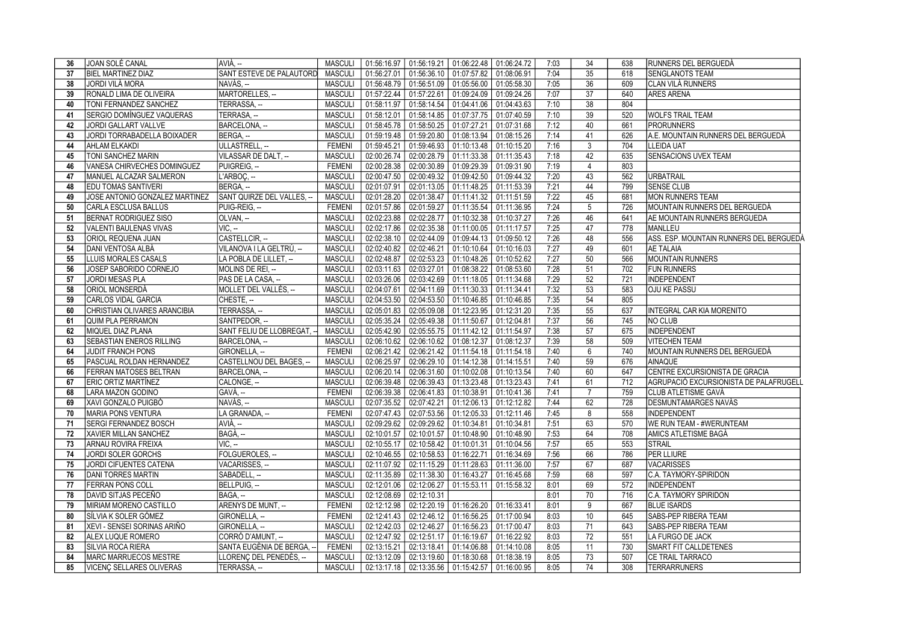| 36 | JOAN SOLÉ CANAL | AVIÀ, -- | MASCULI | 01:56:16.97 | 01:56:19.21 | 01:06:22.48 | 01:06:24.72 | 7:03 | 34 | 638 | RUNNERS DEL BERGUEDÀ |
|---|---|---|---|---|---|---|---|---|---|---|---|
| 37 | BIEL MARTINEZ DIAZ | SANT ESTEVE DE PALAUTORD | MASCULI | 01:56:27.01 | 01:56:36.10 | 01:07:57.82 | 01:08:06.91 | 7:04 | 35 | 618 | SENGLANOTS TEAM |
| 38 | JORDI VILÀ MORA | NAVÀS, -- | MASCULI | 01:56:48.79 | 01:56:51.09 | 01:05:56.00 | 01:05:58.30 | 7:05 | 36 | 609 | CLAN VILÀ RUNNERS |
| 39 | RONALD LIMA DE OLIVEIRA | MARTORELLES, -- | MASCULI | 01:57:22.44 | 01:57:22.61 | 01:09:24.09 | 01:09:24.26 | 7:07 | 37 | 640 | ARES ARENA |
| 40 | TONI FERNANDEZ SANCHEZ | TERRASSA, -- | MASCULI | 01:58:11.97 | 01:58:14.54 | 01:04:41.06 | 01:04:43.63 | 7:10 | 38 | 804 | |
| 41 | SERGIO DOMÍNGUEZ VAQUERAS | TERRASA, -- | MASCULI | 01:58:12.01 | 01:58:14.85 | 01:07:37.75 | 01:07:40.59 | 7:10 | 39 | 520 | WOLFS TRAIL TEAM |
| 42 | JORDI GALLART VALLVE | BARCELONA, -- | MASCULI | 01:58:45.78 | 01:58:50.25 | 01:07:27.21 | 01:07:31.68 | 7:12 | 40 | 661 | PRORUNNERS |
| 43 | JORDI TORRABADELLA BOIXADER | BERGA, -- | MASCULI | 01:59:19.48 | 01:59:20.80 | 01:08:13.94 | 01:08:15.26 | 7:14 | 41 | 626 | A.E. MOUNTAIN RUNNERS DEL BERGUEDÀ |
| 44 | AHLAM ELKAKDI | ULLASTRELL, -- | FEMENI | 01:59:45.21 | 01:59:46.93 | 01:10:13.48 | 01:10:15.20 | 7:16 | 3 | 704 | LLEIDA UAT |
| 45 | TONI SANCHEZ MARIN | VILASSAR DE DALT, -- | MASCULI | 02:00:26.74 | 02:00:28.79 | 01:11:33.38 | 01:11:35.43 | 7:18 | 42 | 635 | SENSACIONS UVEX TEAM |
| 46 | VANESA CHIRVECHES DOMINGUEZ | PUIGREIG, -- | FEMENI | 02:00:28.38 | 02:00:30.89 | 01:09:29.39 | 01:09:31.90 | 7:19 | 4 | 803 | |
| 47 | MANUEL ALCAZAR SALMERON | L'ARBOÇ, -- | MASCULI | 02:00:47.50 | 02:00:49.32 | 01:09:42.50 | 01:09:44.32 | 7:20 | 43 | 562 | URBATRAIL |
| 48 | EDU TOMAS SANTIVERI | BERGA, -- | MASCULI | 02:01:07.91 | 02:01:13.05 | 01:11:48.25 | 01:11:53.39 | 7:21 | 44 | 799 | SENSE CLUB |
| 49 | JOSE ANTONIO GONZALEZ MARTINEZ | SANT QUIRZE DEL VALLES, -- | MASCULI | 02:01:28.20 | 02:01:38.47 | 01:11:41.32 | 01:11:51.59 | 7:22 | 45 | 681 | MON RUNNERS TEAM |
| 50 | CARLA ESCLUSA BALLÚS | PUIG-REIG, -- | FEMENI | 02:01:57.86 | 02:01:59.27 | 01:11:35.54 | 01:11:36.95 | 7:24 | 5 | 726 | MOUNTAIN RUNNERS DEL BERGUEDÀ |
| 51 | BERNAT RODRIGUEZ SISO | OLVAN, -- | MASCULI | 02:02:23.88 | 02:02:28.77 | 01:10:32.38 | 01:10:37.27 | 7:26 | 46 | 641 | AE MOUNTAIN RUNNERS BERGUEDA |
| 52 | VALENTI BAULENAS VIVAS | VIC, -- | MASCULI | 02:02:17.86 | 02:02:35.38 | 01:11:00.05 | 01:11:17.57 | 7:25 | 47 | 778 | MANLLEU |
| 53 | ORIOL REQUENA JUAN | CASTELLCIR, -- | MASCULI | 02:02:38.10 | 02:02:44.09 | 01:09:44.13 | 01:09:50.12 | 7:26 | 48 | 556 | ASS. ESP. MOUNTAIN RUNNERS DEL BERGUEDÀ |
| 54 | DANI VENTOSA ALBÀ | VILANOVA I LA GELTRÚ, -- | MASCULI | 02:02:40.82 | 02:02:46.21 | 01:10:10.64 | 01:10:16.03 | 7:27 | 49 | 601 | AE TALAIA |
| 55 | LLUIS MORALES CASALS | LA POBLA DE LILLET, -- | MASCULI | 02:02:48.87 | 02:02:53.23 | 01:10:48.26 | 01:10:52.62 | 7:27 | 50 | 566 | MOUNTAIN RUNNERS |
| 56 | JOSEP SABORIDO CORNEJO | MOLINS DE REI, -- | MASCULI | 02:03:11.63 | 02:03:27.01 | 01:08:38.22 | 01:08:53.60 | 7:28 | 51 | 702 | FUN RUNNERS |
| 57 | JORDI MESAS PLA | PAS DE LA CASA, -- | MASCULI | 02:03:26.06 | 02:03:42.69 | 01:11:18.05 | 01:11:34.68 | 7:29 | 52 | 721 | INDEPENDENT |
| 58 | ORIOL MONSERDÀ | MOLLET DEL VALLÉS, -- | MASCULI | 02:04:07.61 | 02:04:11.69 | 01:11:30.33 | 01:11:34.41 | 7:32 | 53 | 583 | OJU KE PASSU |
| 59 | CARLOS VIDAL GARCIA | CHESTE, -- | MASCULI | 02:04:53.50 | 02:04:53.50 | 01:10:46.85 | 01:10:46.85 | 7:35 | 54 | 805 | |
| 60 | CHRISTIAN OLIVARES ARANCIBIA | TERRASSA, -- | MASCULI | 02:05:01.83 | 02:05:09.08 | 01:12:23.95 | 01:12:31.20 | 7:35 | 55 | 637 | INTEGRAL CAR KIA MORENITO |
| 61 | QUIM PLA PERRAMON | SANTPEDOR, -- | MASCULI | 02:05:35.24 | 02:05:49.38 | 01:11:50.67 | 01:12:04.81 | 7:37 | 56 | 745 | NO CLUB |
| 62 | MIQUEL DIAZ PLANA | SANT FELIU DE LLOBREGAT, -- | MASCULI | 02:05:42.90 | 02:05:55.75 | 01:11:42.12 | 01:11:54.97 | 7:38 | 57 | 675 | INDEPENDENT |
| 63 | SEBASTIAN ENEROS RILLING | BARCELONA, -- | MASCULI | 02:06:10.62 | 02:06:10.62 | 01:08:12.37 | 01:08:12.37 | 7:39 | 58 | 509 | VITECHEN TEAM |
| 64 | JUDIT FRANCH PONS | GIRONELLA, -- | FEMENI | 02:06:21.42 | 02:06:21.42 | 01:11:54.18 | 01:11:54.18 | 7:40 | 6 | 740 | MOUNTAIN RUNNERS DEL BERGUEDÀ |
| 65 | PASCUAL ROLDAN HERNANDEZ | CASTELLNOU DEL BAGES, -- | MASCULI | 02:06:25.97 | 02:06:29.10 | 01:14:12.38 | 01:14:15.51 | 7:40 | 59 | 676 | AINAQUE |
| 66 | FERRAN MATOSES BELTRAN | BARCELONA, -- | MASCULI | 02:06:20.14 | 02:06:31.60 | 01:10:02.08 | 01:10:13.54 | 7:40 | 60 | 647 | CENTRE EXCURSIONISTA DE GRACIA |
| 67 | ERIC ORTIZ MARTÍNEZ | CALONGE, -- | MASCULI | 02:06:39.48 | 02:06:39.43 | 01:13:23.48 | 01:13:23.43 | 7:41 | 61 | 712 | AGRUPACIÓ EXCURSIONISTA DE PALAFRUGELL |
| 68 | LARA MAZON GODINO | GAVÀ, -- | FEMENI | 02:06:39.38 | 02:06:41.83 | 01:10:38.91 | 01:10:41.36 | 7:41 | 7 | 759 | CLUB ATLETISME GAVÀ |
| 69 | XAVI GONZALO PUIGBÓ | NAVÀS, -- | MASCULI | 02:07:35.52 | 02:07:42.21 | 01:12:06.13 | 01:12:12.82 | 7:44 | 62 | 728 | DESMUNTAMARGES NAVÀS |
| 70 | MARIA PONS VENTURA | LA GRANADA, -- | FEMENI | 02:07:47.43 | 02:07:53.56 | 01:12:05.33 | 01:12:11.46 | 7:45 | 8 | 558 | INDEPENDENT |
| 71 | SERGI FERNANDEZ BOSCH | AVIÀ, -- | MASCULI | 02:09:29.62 | 02:09:29.62 | 01:10:34.81 | 01:10:34.81 | 7:51 | 63 | 570 | WE RUN TEAM - #WERUNTEAM |
| 72 | XAVIER MILLAN SANCHEZ | BAGÀ, -- | MASCULI | 02:10:01.57 | 02:10:01.57 | 01:10:48.90 | 01:10:48.90 | 7:53 | 64 | 708 | AMICS ATLETISME BAGÀ |
| 73 | ARNAU ROVIRA FREIXA | VIC, -- | MASCULI | 02:10:55.17 | 02:10:58.42 | 01:10:01.31 | 01:10:04.56 | 7:57 | 65 | 553 | STRAIL |
| 74 | JORDI SOLER GORCHS | FOLGUEROLES, -- | MASCULI | 02:10:46.55 | 02:10:58.53 | 01:16:22.71 | 01:16:34.69 | 7:56 | 66 | 786 | PER LLIURE |
| 75 | JORDI CIFUENTES CATENA | VACARISSES, -- | MASCULI | 02:11:07.92 | 02:11:15.29 | 01:11:28.63 | 01:11:36.00 | 7:57 | 67 | 687 | VACARISSES |
| 76 | DANI TORRES MARTIN | SABADELL, -- | MASCULI | 02:11:35.89 | 02:11:38.30 | 01:16:43.27 | 01:16:45.68 | 7:59 | 68 | 597 | C.A. TAYMORY-SPIRIDON |
| 77 | FERRAN PONS COLL | BELLPUIG, -- | MASCULI | 02:12:01.06 | 02:12:06.27 | 01:15:53.11 | 01:15:58.32 | 8:01 | 69 | 572 | INDEPENDENT |
| 78 | DAVID SITJAS PECEÑO | BAGA, -- | MASCULI | 02:12:08.69 | 02:12:10.31 | | | 8:01 | 70 | 716 | C.A. TAYMORY SPIRIDON |
| 79 | MIRIAM MORENO CASTILLO | ARENYS DE MUNT, -- | FEMENI | 02:12:12.98 | 02:12:20.19 | 01:16:26.20 | 01:16:33.41 | 8:01 | 9 | 667 | BLUE ISARDS |
| 80 | SÍLVIA K SOLER GÓMEZ | GIRONELLA, -- | FEMENI | 02:12:41.43 | 02:12:46.12 | 01:16:56.25 | 01:17:00.94 | 8:03 | 10 | 645 | SABS-PEP RIBERA TEAM |
| 81 | XEVI - SENSEI SORINAS ARIÑO | GIRONELLA, -- | MASCULI | 02:12:42.03 | 02:12:46.27 | 01:16:56.23 | 01:17:00.47 | 8:03 | 71 | 643 | SABS-PEP RIBERA TEAM |
| 82 | ALEX LUQUE ROMERO | CORRÓ D'AMUNT, -- | MASCULI | 02:12:47.92 | 02:12:51.17 | 01:16:19.67 | 01:16:22.92 | 8:03 | 72 | 551 | LA FURGO DE JACK |
| 83 | SILVIA ROCA RIERA | SANTA EUGÈNIA DE BERGA, -- | FEMENI | 02:13:15.21 | 02:13:18.41 | 01:14:06.88 | 01:14:10.08 | 8:05 | 11 | 730 | SMART FIT CALLDETENES |
| 84 | MARC MARRUECOS MESTRE | LLORENÇ DEL PENEDÈS, -- | MASCULI | 02:13:12.09 | 02:13:19.60 | 01:18:30.68 | 01:18:38.19 | 8:05 | 73 | 507 | CE TRAIL TARRACO |
| 85 | VICENÇ SELLARES OLIVERAS | TERRASSA, -- | MASCULI | 02:13:17.18 | 02:13:35.56 | 01:15:42.57 | 01:16:00.95 | 8:05 | 74 | 308 | TERRARRUNERS |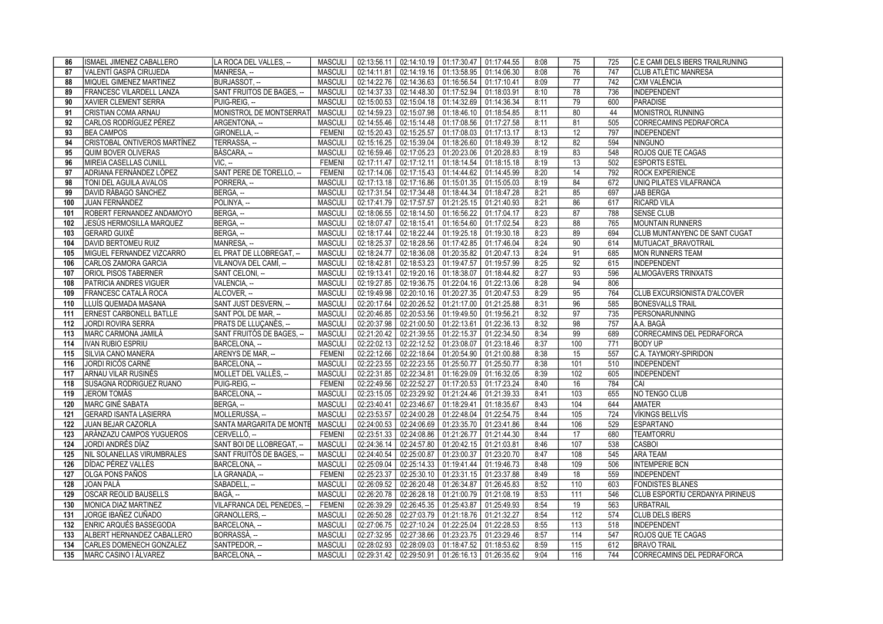| | | | | | | | | | | | |
|---|---|---|---|---|---|---|---|---|---|---|---|
| 86 | ISMAEL JIMENEZ CABALLERO | LA ROCA DEL VALLES, -- | MASCULI | 02:13:56.11 | 02:14:10.19 | 01:17:30.47 | 01:17:44.55 | 8:08 | 75 | 725 | C.E CAMI DELS IBERS TRAILRUNING |
| 87 | VALENTÍ GASPÀ CIRUJEDA | MANRESA, -- | MASCULI | 02:14:11.81 | 02:14:19.16 | 01:13:58.95 | 01:14:06.30 | 8:08 | 76 | 747 | CLUB ATLÈTIC MANRESA |
| 88 | MIQUEL GIMENEZ MARTINEZ | BURJASSOT, -- | MASCULI | 02:14:22.76 | 02:14:36.63 | 01:16:56.54 | 01:17:10.41 | 8:09 | 77 | 742 | CXM VALÈNCIA |
| 89 | FRANCESC VILARDELL LANZA | SANT FRUITOS DE BAGES, -- | MASCULI | 02:14:37.33 | 02:14:48.30 | 01:17:52.94 | 01:18:03.91 | 8:10 | 78 | 736 | INDEPENDENT |
| 90 | XAVIER CLEMENT SERRA | PUIG-REIG, -- | MASCULI | 02:15:00.53 | 02:15:04.18 | 01:14:32.69 | 01:14:36.34 | 8:11 | 79 | 600 | PARADISE |
| 91 | CRISTIAN COMA ARNAU | MONISTROL DEL MONTSERRAT | MASCULI | 02:14:59.23 | 02:15:07.98 | 01:18:46.10 | 01:18:54.85 | 8:11 | 80 | 44 | MONISTROL RUNNING |
| 92 | CARLOS RODRÍGUEZ PÉREZ | ARGENTONA, -- | MASCULI | 02:14:55.46 | 02:15:14.48 | 01:17:08.56 | 01:17:27.58 | 8:11 | 81 | 505 | CORRECAMINS PEDRAFORCA |
| 93 | BEA CAMPOS | GIRONELLA, -- | FEMENI | 02:15:20.43 | 02:15:25.57 | 01:17:08.03 | 01:17:13.17 | 8:13 | 12 | 797 | INDEPENDENT |
| 94 | CRISTOBAL ONTIVEROS MARTÍNEZ | TERRASSA, -- | MASCULI | 02:15:16.25 | 02:15:39.04 | 01:18:26.60 | 01:18:49.39 | 8:12 | 82 | 594 | NINGUNO |
| 95 | QUIM BOVER OLIVERAS | BÀSCARA, -- | MASCULI | 02:16:59.46 | 02:17:05.23 | 01:20:23.06 | 01:20:28.83 | 8:19 | 83 | 548 | ROJOS QUE TE CAGAS |
| 96 | MIREIA CASELLAS CUNILL | VIC, -- | FEMENI | 02:17:11.47 | 02:17:12.11 | 01:18:14.54 | 01:18:15.18 | 8:19 | 13 | 502 | ESPORTS ESTEL |
| 97 | ADRIANA FERNÁNDEZ LÓPEZ | SANT PERE DE TORELLO, -- | FEMENI | 02:17:14.06 | 02:17:15.43 | 01:14:44.62 | 01:14:45.99 | 8:20 | 14 | 792 | ROCK EXPERIENCE |
| 98 | TONI DEL AGUILA AVALOS | PORRERA, -- | MASCULI | 02:17:13.18 | 02:17:16.86 | 01:15:01.35 | 01:15:05.03 | 8:19 | 84 | 672 | UNIQ PILATES VILAFRANCA |
| 99 | DAVID RÁBAGO SÁNCHEZ | BERGA, -- | MASCULI | 02:17:31.54 | 02:17:34.48 | 01:18:44.34 | 01:18:47.28 | 8:21 | 85 | 697 | JAB BERGA |
| 100 | JUAN FERNÁNDEZ | POLINYA, -- | MASCULI | 02:17:41.79 | 02:17:57.57 | 01:21:25.15 | 01:21:40.93 | 8:21 | 86 | 617 | RICARD VILA |
| 101 | ROBERT FERNANDEZ ANDAMOYO | BERGA, -- | MASCULI | 02:18:06.55 | 02:18:14.50 | 01:16:56.22 | 01:17:04.17 | 8:23 | 87 | 788 | SENSE CLUB |
| 102 | JESÚS HERMOSILLA MARQUEZ | BERGA, -- | MASCULI | 02:18:07.47 | 02:18:15.41 | 01:16:54.60 | 01:17:02.54 | 8:23 | 88 | 765 | MOUNTAIN RUNNERS |
| 103 | GERARD GUIXÉ | BERGA, -- | MASCULI | 02:18:17.44 | 02:18:22.44 | 01:19:25.18 | 01:19:30.18 | 8:23 | 89 | 694 | CLUB MUNTANYENC DE SANT CUGAT |
| 104 | DAVID BERTOMEU RUIZ | MANRESA, -- | MASCULI | 02:18:25.37 | 02:18:28.56 | 01:17:42.85 | 01:17:46.04 | 8:24 | 90 | 614 | MUTUACAT_BRAVOTRAIL |
| 105 | MIGUEL FERNANDEZ VIZCARRO | EL PRAT DE LLOBREGAT, -- | MASCULI | 02:18:24.77 | 02:18:36.08 | 01:20:35.82 | 01:20:47.13 | 8:24 | 91 | 685 | MON RUNNERS TEAM |
| 106 | CARLOS ZAMORA GARCIA | VILANOVA DEL CAMÍ, -- | MASCULI | 02:18:42.81 | 02:18:53.23 | 01:19:47.57 | 01:19:57.99 | 8:25 | 92 | 615 | INDEPENDENT |
| 107 | ORIOL PISOS TABERNER | SANT CELONI, -- | MASCULI | 02:19:13.41 | 02:19:20.16 | 01:18:38.07 | 01:18:44.82 | 8:27 | 93 | 596 | ALMOGÀVERS TRINXATS |
| 108 | PATRICIA ANDRES VIGUER | VALENCIA, -- | MASCULI | 02:19:27.85 | 02:19:36.75 | 01:22:04.16 | 01:22:13.06 | 8:28 | 94 | 806 | |
| 109 | FRANCESC CATALÀ ROCA | ALCOVER, -- | MASCULI | 02:19:49.98 | 02:20:10.16 | 01:20:27.35 | 01:20:47.53 | 8:29 | 95 | 764 | CLUB EXCURSIONISTA D'ALCOVER |
| 110 | LLUÍS QUEMADA MASANA | SANT JUST DESVERN, -- | MASCULI | 02:20:17.64 | 02:20:26.52 | 01:21:17.00 | 01:21:25.88 | 8:31 | 96 | 585 | BONESVALLS TRAIL |
| 111 | ERNEST CARBONELL BATLLE | SANT POL DE MAR, -- | MASCULI | 02:20:46.85 | 02:20:53.56 | 01:19:49.50 | 01:19:56.21 | 8:32 | 97 | 735 | PERSONARUNNING |
| 112 | JORDI ROVIRA SERRA | PRATS DE LLUÇANÈS, -- | MASCULI | 02:20:37.98 | 02:21:00.50 | 01:22:13.61 | 01:22:36.13 | 8:32 | 98 | 757 | A.A. BAGÀ |
| 113 | MARC CARMONA JAMILÀ | SANT FRUITÓS DE BAGES, -- | MASCULI | 02:21:20.42 | 02:21:39.55 | 01:22:15.37 | 01:22:34.50 | 8:34 | 99 | 689 | CORRECAMINS DEL PEDRAFORCA |
| 114 | IVAN RUBIO ESPRIU | BARCELONA, -- | MASCULI | 02:22:02.13 | 02:22:12.52 | 01:23:08.07 | 01:23:18.46 | 8:37 | 100 | 771 | BODY UP |
| 115 | SILVIA CANO MANERA | ARENYS DE MAR, -- | FEMENI | 02:22:12.66 | 02:22:18.64 | 01:20:54.90 | 01:21:00.88 | 8:38 | 15 | 557 | C.A. TAYMORY-SPIRIDON |
| 116 | JORDI RICÓS CARNÉ | BARCELONA, -- | MASCULI | 02:22:23.55 | 02:22:23.55 | 01:25:50.77 | 01:25:50.77 | 8:38 | 101 | 510 | INDEPENDENT |
| 117 | ARNAU VILAR RUSIÑÉS | MOLLET DEL VALLÈS, -- | MASCULI | 02:22:31.85 | 02:22:34.81 | 01:16:29.09 | 01:16:32.05 | 8:39 | 102 | 605 | INDEPENDENT |
| 118 | SUSAGNA RODRIGUEZ RUANO | PUIG-REIG, -- | FEMENI | 02:22:49.56 | 02:22:52.27 | 01:17:20.53 | 01:17:23.24 | 8:40 | 16 | 784 | CAI |
| 119 | JEROM TOMÀS | BARCELONA, -- | MASCULI | 02:23:15.05 | 02:23:29.92 | 01:21:24.46 | 01:21:39.33 | 8:41 | 103 | 655 | NO TENGO CLUB |
| 120 | MARC GINÉ SABATA | BERGA, -- | MASCULI | 02:23:40.41 | 02:23:46.67 | 01:18:29.41 | 01:18:35.67 | 8:43 | 104 | 644 | AMATER |
| 121 | GERARD ISANTA LASIERRA | MOLLERUSSA, -- | MASCULI | 02:23:53.57 | 02:24:00.28 | 01:22:48.04 | 01:22:54.75 | 8:44 | 105 | 724 | VÍKINGS BELLVÍS |
| 122 | JUAN BEJAR CAZORLA | SANTA MARGARITA DE MONTE | MASCULI | 02:24:00.53 | 02:24:06.69 | 01:23:35.70 | 01:23:41.86 | 8:44 | 106 | 529 | ESPARTANO |
| 123 | ARÁNZAZU CAMPOS YUGUEROS | CERVELLÓ, -- | FEMENI | 02:23:51.33 | 02:24:08.86 | 01:21:26.77 | 01:21:44.30 | 8:44 | 17 | 680 | TEAMTORRU |
| 124 | JORDI ANDRÉS DÍAZ | SANT BOI DE LLOBREGAT, -- | MASCULI | 02:24:36.14 | 02:24:57.80 | 01:20:42.15 | 01:21:03.81 | 8:46 | 107 | 538 | CASBOI |
| 125 | NIL SOLANELLAS VIRUMBRALES | SANT FRUITÓS DE BAGES, -- | MASCULI | 02:24:40.54 | 02:25:00.87 | 01:23:00.37 | 01:23:20.70 | 8:47 | 108 | 545 | ARA TEAM |
| 126 | DÍDAC PÉREZ VALLÉS | BARCELONA, -- | MASCULI | 02:25:09.04 | 02:25:14.33 | 01:19:41.44 | 01:19:46.73 | 8:48 | 109 | 506 | INTEMPERIE BCN |
| 127 | OLGA PONS PAÑOS | LA GRANADA, -- | FEMENI | 02:25:23.37 | 02:25:30.10 | 01:23:31.15 | 01:23:37.88 | 8:49 | 18 | 559 | INDEPENDENT |
| 128 | JOAN PALÀ | SABADELL, -- | MASCULI | 02:26:09.52 | 02:26:20.48 | 01:26:34.87 | 01:26:45.83 | 8:52 | 110 | 603 | FONDISTES BLANES |
| 129 | OSCAR REOLID BAUSELLS | BAGÀ, -- | MASCULI | 02:26:20.78 | 02:26:28.18 | 01:21:00.79 | 01:21:08.19 | 8:53 | 111 | 546 | CLUB ESPORTIU CERDANYA PIRINEUS |
| 130 | MONICA DIAZ MARTINEZ | VILAFRANCA DEL PENEDES, -- | FEMENI | 02:26:39.29 | 02:26:45.35 | 01:25:43.87 | 01:25:49.93 | 8:54 | 19 | 563 | URBATRAIL |
| 131 | JORGE IBAÑEZ CUÑADO | GRANOLLERS, -- | MASCULI | 02:26:50.28 | 02:27:03.79 | 01:21:18.76 | 01:21:32.27 | 8:54 | 112 | 574 | CLUB DELS IBERS |
| 132 | ENRIC ARQUÉS BASSEGODA | BARCELONA, -- | MASCULI | 02:27:06.75 | 02:27:10.24 | 01:22:25.04 | 01:22:28.53 | 8:55 | 113 | 518 | INDEPENDENT |
| 133 | ALBERT HERNANDEZ CABALLERO | BORRASSÀ, -- | MASCULI | 02:27:32.95 | 02:27:38.66 | 01:23:23.75 | 01:23:29.46 | 8:57 | 114 | 547 | ROJOS QUE TE CAGAS |
| 134 | CARLES DOMENECH GONZALEZ | SANTPEDOR, -- | MASCULI | 02:28:02.93 | 02:28:09.03 | 01:18:47.52 | 01:18:53.62 | 8:59 | 115 | 612 | BRAVO TRAIL |
| 135 | MARC CASINO I ÁLVAREZ | BARCELONA, -- | MASCULI | 02:29:31.42 | 02:29:50.91 | 01:26:16.13 | 01:26:35.62 | 9:04 | 116 | 744 | CORRECAMINS DEL PEDRAFORCA |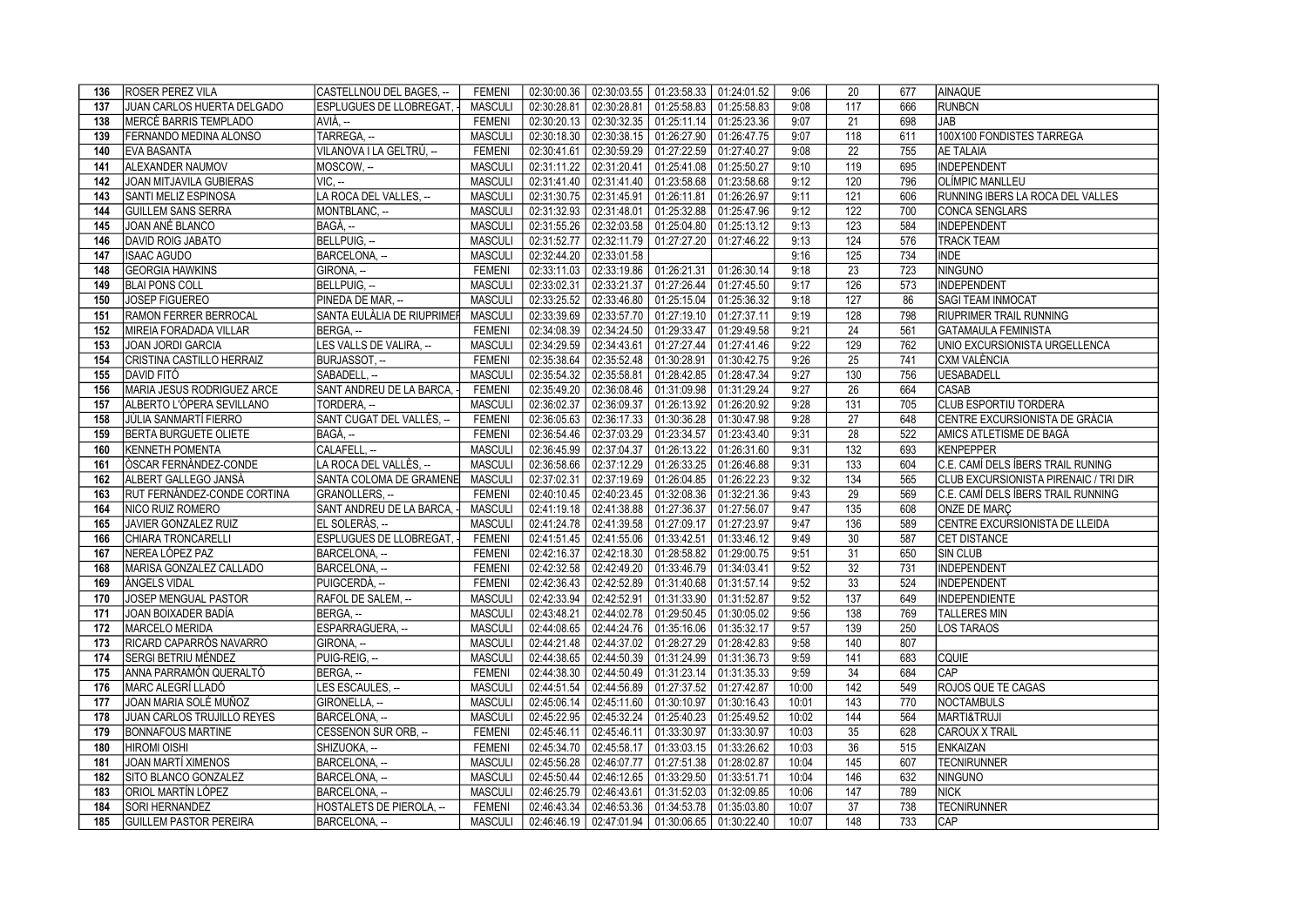| 136 | ROSER PEREZ VILA | CASTELLNOU DEL BAGES, -- | FEMENI | 02:30:00.36 | 02:30:03.55 | 01:23:58.33 | 01:24:01.52 | 9:06 | 20 | 677 | AINAQUE |
|---|---|---|---|---|---|---|---|---|---|---|---|
| 137 | JUAN CARLOS HUERTA DELGADO | ESPLUGUES DE LLOBREGAT, - | MASCULI | 02:30:28.81 | 02:30:28.81 | 01:25:58.83 | 01:25:58.83 | 9:08 | 117 | 666 | RUNBCN |
| 138 | MERCÈ BARRIS TEMPLADO | AVIÀ, -- | FEMENI | 02:30:20.13 | 02:30:32.35 | 01:25:11.14 | 01:25:23.36 | 9:07 | 21 | 698 | JAB |
| 139 | FERNANDO MEDINA ALONSO | TARREGA, -- | MASCULI | 02:30:18.30 | 02:30:38.15 | 01:26:27.90 | 01:26:47.75 | 9:07 | 118 | 611 | 100X100 FONDISTES TARREGA |
| 140 | EVA BASANTA | VILANOVA I LA GELTRÚ, -- | FEMENI | 02:30:41.61 | 02:30:59.29 | 01:27:22.59 | 01:27:40.27 | 9:08 | 22 | 755 | AE TALAIA |
| 141 | ALEXANDER NAUMOV | MOSCOW, -- | MASCULI | 02:31:11.22 | 02:31:20.41 | 01:25:41.08 | 01:25:50.27 | 9:10 | 119 | 695 | INDEPENDENT |
| 142 | JOAN MITJAVILA GUBIERAS | VIC, -- | MASCULI | 02:31:41.40 | 02:31:41.40 | 01:23:58.68 | 01:23:58.68 | 9:12 | 120 | 796 | OLÍMPIC MANLLEU |
| 143 | SANTI MELIZ ESPINOSA | LA ROCA DEL VALLES, -- | MASCULI | 02:31:30.75 | 02:31:45.91 | 01:26:11.81 | 01:26:26.97 | 9:11 | 121 | 606 | RUNNING IBERS LA ROCA DEL VALLES |
| 144 | GUILLEM SANS SERRA | MONTBLANC, -- | MASCULI | 02:31:32.93 | 02:31:48.01 | 01:25:32.88 | 01:25:47.96 | 9:12 | 122 | 700 | CONCA SENGLARS |
| 145 | JOAN ANÉ BLANCO | BAGÀ, -- | MASCULI | 02:31:55.26 | 02:32:03.58 | 01:25:04.80 | 01:25:13.12 | 9:13 | 123 | 584 | INDEPENDENT |
| 146 | DAVID ROIG JABATO | BELLPUIG, -- | MASCULI | 02:31:52.77 | 02:32:11.79 | 01:27:27.20 | 01:27:46.22 | 9:13 | 124 | 576 | TRACK TEAM |
| 147 | ISAAC AGUDO | BARCELONA, -- | MASCULI | 02:32:44.20 | 02:33:01.58 | | | 9:16 | 125 | 734 | INDE |
| 148 | GEORGIA HAWKINS | GIRONA, -- | FEMENI | 02:33:11.03 | 02:33:19.86 | 01:26:21.31 | 01:26:30.14 | 9:18 | 23 | 723 | NINGUNO |
| 149 | BLAI PONS COLL | BELLPUIG, -- | MASCULI | 02:33:02.31 | 02:33:21.37 | 01:27:26.44 | 01:27:45.50 | 9:17 | 126 | 573 | INDEPENDENT |
| 150 | JOSEP FIGUEREO | PINEDA DE MAR, -- | MASCULI | 02:33:25.52 | 02:33:46.80 | 01:25:15.04 | 01:25:36.32 | 9:18 | 127 | 86 | SAGI TEAM INMOCAT |
| 151 | RAMON FERRER BERROCAL | SANTA EULÀLIA DE RIUPRIMER | MASCULI | 02:33:39.69 | 02:33:57.70 | 01:27:19.10 | 01:27:37.11 | 9:19 | 128 | 798 | RIUPRIMER TRAIL RUNNING |
| 152 | MIREIA FORADADA VILLAR | BERGA, -- | FEMENI | 02:34:08.39 | 02:34:24.50 | 01:29:33.47 | 01:29:49.58 | 9:21 | 24 | 561 | GATAMAULA FEMINISTA |
| 153 | JOAN JORDI GARCIA | LES VALLS DE VALIRA, -- | MASCULI | 02:34:29.59 | 02:34:43.61 | 01:27:27.44 | 01:27:41.46 | 9:22 | 129 | 762 | UNIO EXCURSIONISTA URGELLENCA |
| 154 | CRISTINA CASTILLO HERRAIZ | BURJASSOT, -- | FEMENI | 02:35:38.64 | 02:35:52.48 | 01:30:28.91 | 01:30:42.75 | 9:26 | 25 | 741 | CXM VALÈNCIA |
| 155 | DAVID FITÓ | SABADELL, -- | MASCULI | 02:35:54.32 | 02:35:58.81 | 01:28:42.85 | 01:28:47.34 | 9:27 | 130 | 756 | UESABADELL |
| 156 | MARIA JESUS RODRIGUEZ ARCE | SANT ANDREU DE LA BARCA, - | FEMENI | 02:35:49.20 | 02:36:08.46 | 01:31:09.98 | 01:31:29.24 | 9:27 | 26 | 664 | CASAB |
| 157 | ALBERTO L'ÓPERA SEVILLANO | TORDERA, -- | MASCULI | 02:36:02.37 | 02:36:09.37 | 01:26:13.92 | 01:26:20.92 | 9:28 | 131 | 705 | CLUB ESPORTIU TORDERA |
| 158 | JÚLIA SANMARTÍ FIERRO | SANT CUGAT DEL VALLÈS, -- | FEMENI | 02:36:05.63 | 02:36:17.33 | 01:30:36.28 | 01:30:47.98 | 9:28 | 27 | 648 | CENTRE EXCURSIONISTA DE GRÀCIA |
| 159 | BERTA BURGUETE OLIETE | BAGÀ, -- | FEMENI | 02:36:54.46 | 02:37:03.29 | 01:23:34.57 | 01:23:43.40 | 9:31 | 28 | 522 | AMICS ATLETISME DE BAGÀ |
| 160 | KENNETH POMENTA | CALAFELL, -- | MASCULI | 02:36:45.99 | 02:37:04.37 | 01:26:13.22 | 01:26:31.60 | 9:31 | 132 | 693 | KENPEPPER |
| 161 | ÒSCAR FERNÀNDEZ-CONDE | LA ROCA DEL VALLÈS, -- | MASCULI | 02:36:58.66 | 02:37:12.29 | 01:26:33.25 | 01:26:46.88 | 9:31 | 133 | 604 | C.E. CAMÍ DELS ÍBERS TRAIL RUNING |
| 162 | ALBERT GALLEGO JANSÀ | SANTA COLOMA DE GRAMENE | MASCULI | 02:37:02.31 | 02:37:19.69 | 01:26:04.85 | 01:26:22.23 | 9:32 | 134 | 565 | CLUB EXCURSIONISTA PIRENAIC / TRI DIR |
| 163 | RUT FERNÀNDEZ-CONDE CORTINA | GRANOLLERS, -- | FEMENI | 02:40:10.45 | 02:40:23.45 | 01:32:08.36 | 01:32:21.36 | 9:43 | 29 | 569 | C.E. CAMÍ DELS ÍBERS TRAIL RUNNING |
| 164 | NICO RUIZ ROMERO | SANT ANDREU DE LA BARCA, - | MASCULI | 02:41:19.18 | 02:41:38.88 | 01:27:36.37 | 01:27:56.07 | 9:47 | 135 | 608 | ONZE DE MARÇ |
| 165 | JAVIER GONZALEZ RUIZ | EL SOLERÀS, -- | MASCULI | 02:41:24.78 | 02:41:39.58 | 01:27:09.17 | 01:27:23.97 | 9:47 | 136 | 589 | CENTRE EXCURSIONISTA DE LLEIDA |
| 166 | CHIARA TRONCARELLI | ESPLUGUES DE LLOBREGAT, - | FEMENI | 02:41:51.45 | 02:41:55.06 | 01:33:42.51 | 01:33:46.12 | 9:49 | 30 | 587 | CET DISTANCE |
| 167 | NEREA LÓPEZ PAZ | BARCELONA, -- | FEMENI | 02:42:16.37 | 02:42:18.30 | 01:28:58.82 | 01:29:00.75 | 9:51 | 31 | 650 | SIN CLUB |
| 168 | MARISA GONZALEZ CALLADO | BARCELONA, -- | FEMENI | 02:42:32.58 | 02:42:49.20 | 01:33:46.79 | 01:34:03.41 | 9:52 | 32 | 731 | INDEPENDENT |
| 169 | ÀNGELS VIDAL | PUIGCERDÀ, -- | FEMENI | 02:42:36.43 | 02:42:52.89 | 01:31:40.68 | 01:31:57.14 | 9:52 | 33 | 524 | INDEPENDENT |
| 170 | JOSEP MENGUAL PASTOR | RAFOL DE SALEM, -- | MASCULI | 02:42:33.94 | 02:42:52.91 | 01:31:33.90 | 01:31:52.87 | 9:52 | 137 | 649 | INDEPENDIENTE |
| 171 | JOAN BOIXADER BADÍA | BERGA, -- | MASCULI | 02:43:48.21 | 02:44:02.78 | 01:29:50.45 | 01:30:05.02 | 9:56 | 138 | 769 | TALLERES MIN |
| 172 | MARCELO MERIDA | ESPARRAGUERA, -- | MASCULI | 02:44:08.65 | 02:44:24.76 | 01:35:16.06 | 01:35:32.17 | 9:57 | 139 | 250 | LOS TARAOS |
| 173 | RICARD CAPARRÓS NAVARRO | GIRONA, -- | MASCULI | 02:44:21.48 | 02:44:37.02 | 01:28:27.29 | 01:28:42.83 | 9:58 | 140 | 807 | |
| 174 | SERGI BETRIU MÉNDEZ | PUIG-REIG, -- | MASCULI | 02:44:38.65 | 02:44:50.39 | 01:31:24.99 | 01:31:36.73 | 9:59 | 141 | 683 | CQUIE |
| 175 | ANNA PARRAMÓN QUERALTÓ | BERGA, -- | FEMENI | 02:44:38.30 | 02:44:50.49 | 01:31:23.14 | 01:31:35.33 | 9:59 | 34 | 684 | CAP |
| 176 | MARC ALEGRÍ LLADÓ | LES ESCAULES, -- | MASCULI | 02:44:51.54 | 02:44:56.89 | 01:27:37.52 | 01:27:42.87 | 10:00 | 142 | 549 | ROJOS QUE TE CAGAS |
| 177 | JOAN MARIA SOLÉ MUÑOZ | GIRONELLA, -- | MASCULI | 02:45:06.14 | 02:45:11.60 | 01:30:10.97 | 01:30:16.43 | 10:01 | 143 | 770 | NOCTAMBULS |
| 178 | JUAN CARLOS TRUJILLO REYES | BARCELONA, -- | MASCULI | 02:45:22.95 | 02:45:32.24 | 01:25:40.23 | 01:25:49.52 | 10:02 | 144 | 564 | MARTI&TRUJI |
| 179 | BONNAFOUS MARTINE | CESSENON SUR ORB, -- | FEMENI | 02:45:46.11 | 02:45:46.11 | 01:33:30.97 | 01:33:30.97 | 10:03 | 35 | 628 | CAROUX X TRAIL |
| 180 | HIROMI OISHI | SHIZUOKA, -- | FEMENI | 02:45:34.70 | 02:45:58.17 | 01:33:03.15 | 01:33:26.62 | 10:03 | 36 | 515 | ENKAIZAN |
| 181 | JOAN MARTÍ XIMENOS | BARCELONA, -- | MASCULI | 02:45:56.28 | 02:46:07.77 | 01:27:51.38 | 01:28:02.87 | 10:04 | 145 | 607 | TECNIRUNNER |
| 182 | SITO BLANCO GONZALEZ | BARCELONA, -- | MASCULI | 02:45:50.44 | 02:46:12.65 | 01:33:29.50 | 01:33:51.71 | 10:04 | 146 | 632 | NINGUNO |
| 183 | ORIOL MARTÍN LÓPEZ | BARCELONA, -- | MASCULI | 02:46:25.79 | 02:46:43.61 | 01:31:52.03 | 01:32:09.85 | 10:06 | 147 | 789 | NICK |
| 184 | SORI HERNANDEZ | HOSTALETS DE PIEROLA, -- | FEMENI | 02:46:43.34 | 02:46:53.36 | 01:34:53.78 | 01:35:03.80 | 10:07 | 37 | 738 | TECNIRUNNER |
| 185 | GUILLEM PASTOR PEREIRA | BARCELONA, -- | MASCULI | 02:46:46.19 | 02:47:01.94 | 01:30:06.65 | 01:30:22.40 | 10:07 | 148 | 733 | CAP |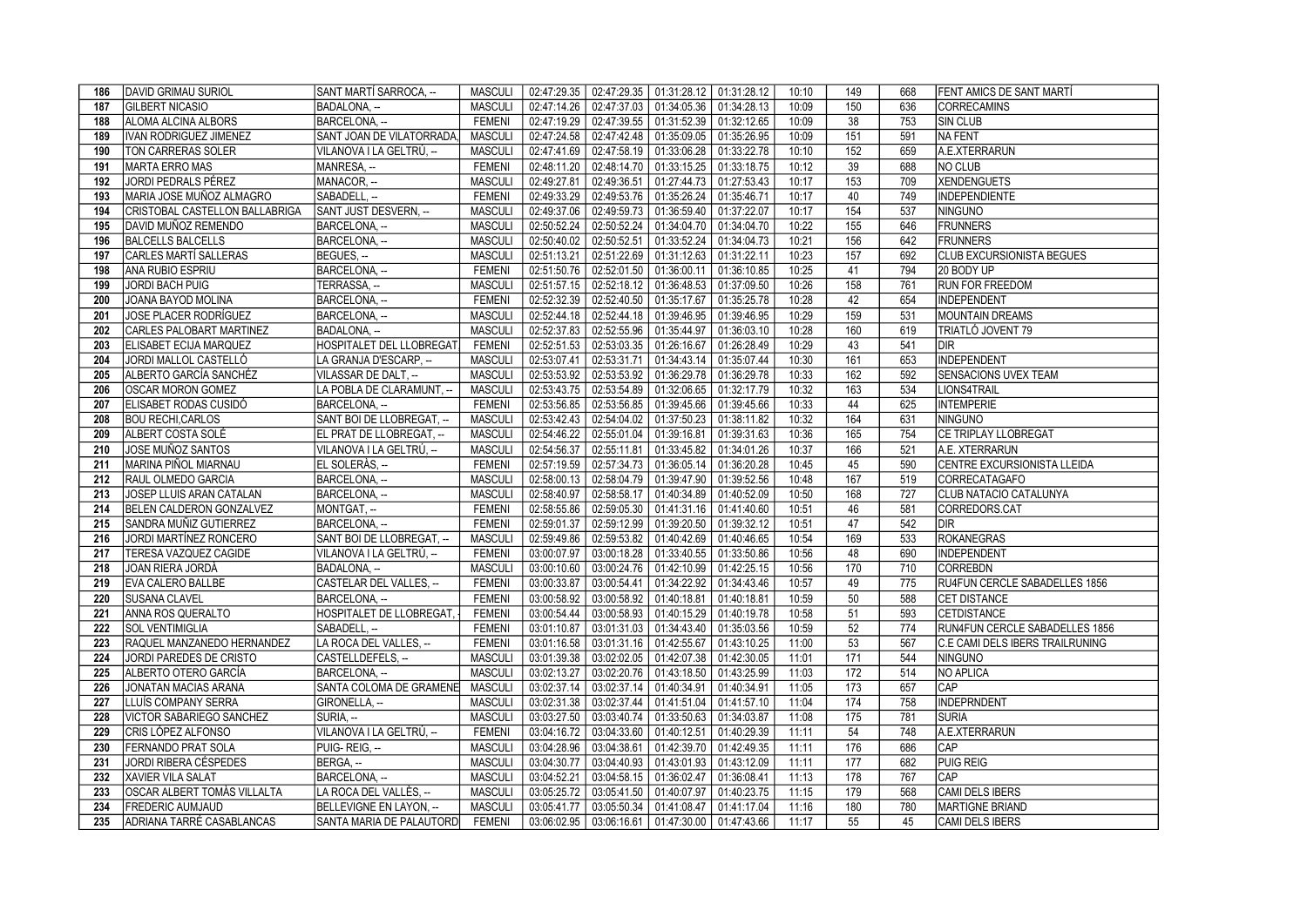| 186 | DAVID GRIMAU SURIOL | SANT MARTÍ SARROCA, -- | MASCULI | 02:47:29.35 | 02:47:29.35 | 01:31:28.12 | 01:31:28.12 | 10:10 | 149 | 668 | FENT AMICS DE SANT MARTÍ |
|---|---|---|---|---|---|---|---|---|---|---|---|
| 187 | GILBERT NICASIO | BADALONA, -- | MASCULI | 02:47:14.26 | 02:47:37.03 | 01:34:05.36 | 01:34:28.13 | 10:09 | 150 | 636 | CORRECAMINS |
| 188 | ALOMA ALCINA ALBORS | BARCELONA, -- | FEMENI | 02:47:19.29 | 02:47:39.55 | 01:31:52.39 | 01:32:12.65 | 10:09 | 38 | 753 | SIN CLUB |
| 189 | IVAN RODRIGUEZ JIMENEZ | SANT JOAN DE VILATORRADA, | MASCULI | 02:47:24.58 | 02:47:42.48 | 01:35:09.05 | 01:35:26.95 | 10:09 | 151 | 591 | NA FENT |
| 190 | TON CARRERAS SOLER | VILANOVA I LA GELTRÚ, -- | MASCULI | 02:47:41.69 | 02:47:58.19 | 01:33:06.28 | 01:33:22.78 | 10:10 | 152 | 659 | A.E.XTERRARUN |
| 191 | MARTA ERRO MAS | MANRESA, -- | FEMENI | 02:48:11.20 | 02:48:14.70 | 01:33:15.25 | 01:33:18.75 | 10:12 | 39 | 688 | NO CLUB |
| 192 | JORDI PEDRALS PÉREZ | MANACOR, -- | MASCULI | 02:49:27.81 | 02:49:36.51 | 01:27:44.73 | 01:27:53.43 | 10:17 | 153 | 709 | XENDENGUETS |
| 193 | MARIA JOSE MUÑOZ ALMAGRO | SABADELL, -- | FEMENI | 02:49:33.29 | 02:49:53.76 | 01:35:26.24 | 01:35:46.71 | 10:17 | 40 | 749 | INDEPENDIENTE |
| 194 | CRISTOBAL CASTELLON BALLABRIGA | SANT JUST DESVERN, -- | MASCULI | 02:49:37.06 | 02:49:59.73 | 01:36:59.40 | 01:37:22.07 | 10:17 | 154 | 537 | NINGUNO |
| 195 | DAVID MUÑOZ REMENDO | BARCELONA, -- | MASCULI | 02:50:52.24 | 02:50:52.24 | 01:34:04.70 | 01:34:04.70 | 10:22 | 155 | 646 | FRUNNERS |
| 196 | BALCELLS BALCELLS | BARCELONA, -- | MASCULI | 02:50:40.02 | 02:50:52.51 | 01:33:52.24 | 01:34:04.73 | 10:21 | 156 | 642 | FRUNNERS |
| 197 | CARLES MARTÍ SALLERAS | BEGUES, -- | MASCULI | 02:51:13.21 | 02:51:22.69 | 01:31:12.63 | 01:31:22.11 | 10:23 | 157 | 692 | CLUB EXCURSIONISTA BEGUES |
| 198 | ANA RUBIO ESPRIU | BARCELONA, -- | FEMENI | 02:51:50.76 | 02:52:01.50 | 01:36:00.11 | 01:36:10.85 | 10:25 | 41 | 794 | 20 BODY UP |
| 199 | JORDI BACH PUIG | TERRASSA, -- | MASCULI | 02:51:57.15 | 02:52:18.12 | 01:36:48.53 | 01:37:09.50 | 10:26 | 158 | 761 | RUN FOR FREEDOM |
| 200 | JOANA BAYOD MOLINA | BARCELONA, -- | FEMENI | 02:52:32.39 | 02:52:40.50 | 01:35:17.67 | 01:35:25.78 | 10:28 | 42 | 654 | INDEPENDENT |
| 201 | JOSE PLACER RODRÍGUEZ | BARCELONA, -- | MASCULI | 02:52:44.18 | 02:52:44.18 | 01:39:46.95 | 01:39:46.95 | 10:29 | 159 | 531 | MOUNTAIN DREAMS |
| 202 | CARLES PALOBART MARTINEZ | BADALONA, -- | MASCULI | 02:52:37.83 | 02:52:55.96 | 01:35:44.97 | 01:36:03.10 | 10:28 | 160 | 619 | TRIATLÓ JOVENT 79 |
| 203 | ELISABET ECIJA MARQUEZ | HOSPITALET DEL LLOBREGAT | FEMENI | 02:52:51.53 | 02:53:03.35 | 01:26:16.67 | 01:26:28.49 | 10:29 | 43 | 541 | DIR |
| 204 | JORDI MALLOL CASTELLÓ | LA GRANJA D'ESCARP, -- | MASCULI | 02:53:07.41 | 02:53:31.71 | 01:34:43.14 | 01:35:07.44 | 10:30 | 161 | 653 | INDEPENDENT |
| 205 | ALBERTO GARCÍA SANCHÉZ | VILASSAR DE DALT, -- | MASCULI | 02:53:53.92 | 02:53:53.92 | 01:36:29.78 | 01:36:29.78 | 10:33 | 162 | 592 | SENSACIONS UVEX TEAM |
| 206 | OSCAR MORON GOMEZ | LA POBLA DE CLARAMUNT, -- | MASCULI | 02:53:43.75 | 02:53:54.89 | 01:32:06.65 | 01:32:17.79 | 10:32 | 163 | 534 | LIONS4TRAIL |
| 207 | ELISABET RODAS CUSIDÓ | BARCELONA, -- | FEMENI | 02:53:56.85 | 02:53:56.85 | 01:39:45.66 | 01:39:45.66 | 10:33 | 44 | 625 | INTEMPERIE |
| 208 | BOU RECHI,CARLOS | SANT BOI DE LLOBREGAT, -- | MASCULI | 02:53:42.43 | 02:54:04.02 | 01:37:50.23 | 01:38:11.82 | 10:32 | 164 | 631 | NINGUNO |
| 209 | ALBERT COSTA SOLÉ | EL PRAT DE LLOBREGAT, -- | MASCULI | 02:54:46.22 | 02:55:01.04 | 01:39:16.81 | 01:39:31.63 | 10:36 | 165 | 754 | CE TRIPLAY LLOBREGAT |
| 210 | JOSE MUÑOZ SANTOS | VILANOVA I LA GELTRÚ, -- | MASCULI | 02:54:56.37 | 02:55:11.81 | 01:33:45.82 | 01:34:01.26 | 10:37 | 166 | 521 | A.E. XTERRARUN |
| 211 | MARINA PIÑOL MIARNAU | EL SOLERÀS, -- | FEMENI | 02:57:19.59 | 02:57:34.73 | 01:36:05.14 | 01:36:20.28 | 10:45 | 45 | 590 | CENTRE EXCURSIONISTA LLEIDA |
| 212 | RAUL OLMEDO GARCIA | BARCELONA, -- | MASCULI | 02:58:00.13 | 02:58:04.79 | 01:39:47.90 | 01:39:52.56 | 10:48 | 167 | 519 | CORRECATAGAFO |
| 213 | JOSEP LLUIS ARAN CATALAN | BARCELONA, -- | MASCULI | 02:58:40.97 | 02:58:58.17 | 01:40:34.89 | 01:40:52.09 | 10:50 | 168 | 727 | CLUB NATACIO CATALUNYA |
| 214 | BELEN CALDERON GONZALVEZ | MONTGAT, -- | FEMENI | 02:58:55.86 | 02:59:05.30 | 01:41:31.16 | 01:41:40.60 | 10:51 | 46 | 581 | CORREDORS.CAT |
| 215 | SANDRA MUÑIZ GUTIERREZ | BARCELONA, -- | FEMENI | 02:59:01.37 | 02:59:12.99 | 01:39:20.50 | 01:39:32.12 | 10:51 | 47 | 542 | DIR |
| 216 | JORDI MARTÍNEZ RONCERO | SANT BOI DE LLOBREGAT, -- | MASCULI | 02:59:49.86 | 02:59:53.82 | 01:40:42.69 | 01:40:46.65 | 10:54 | 169 | 533 | ROKANEGRAS |
| 217 | TERESA VAZQUEZ CAGIDE | VILANOVA I LA GELTRÚ, -- | FEMENI | 03:00:07.97 | 03:00:18.28 | 01:33:40.55 | 01:33:50.86 | 10:56 | 48 | 690 | INDEPENDENT |
| 218 | JOAN RIERA JORDÀ | BADALONA, -- | MASCULI | 03:00:10.60 | 03:00:24.76 | 01:42:10.99 | 01:42:25.15 | 10:56 | 170 | 710 | CORREBDN |
| 219 | EVA CALERO BALLBE | CASTELAR DEL VALLES, -- | FEMENI | 03:00:33.87 | 03:00:54.41 | 01:34:22.92 | 01:34:43.46 | 10:57 | 49 | 775 | RU4FUN CERCLE SABADELLES 1856 |
| 220 | SUSANA CLAVEL | BARCELONA, -- | FEMENI | 03:00:58.92 | 03:00:58.92 | 01:40:18.81 | 01:40:18.81 | 10:59 | 50 | 588 | CET DISTANCE |
| 221 | ANNA ROS QUERALTO | HOSPITALET DE LLOBREGAT, | FEMENI | 03:00:54.44 | 03:00:58.93 | 01:40:15.29 | 01:40:19.78 | 10:58 | 51 | 593 | CETDISTANCE |
| 222 | SOL VENTIMIGLIA | SABADELL, -- | FEMENI | 03:01:10.87 | 03:01:31.03 | 01:34:43.40 | 01:35:03.56 | 10:59 | 52 | 774 | RUN4FUN CERCLE SABADELLES 1856 |
| 223 | RAQUEL MANZANEDO HERNANDEZ | LA ROCA DEL VALLES, -- | FEMENI | 03:01:16.58 | 03:01:31.16 | 01:42:55.67 | 01:43:10.25 | 11:00 | 53 | 567 | C.E CAMI DELS IBERS TRAILRUNING |
| 224 | JORDI PAREDES DE CRISTO | CASTELLDEFELS, -- | MASCULI | 03:01:39.38 | 03:02:02.05 | 01:42:07.38 | 01:42:30.05 | 11:01 | 171 | 544 | NINGUNO |
| 225 | ALBERTO OTERO GARCÍA | BARCELONA, -- | MASCULI | 03:02:13.27 | 03:02:20.76 | 01:43:18.50 | 01:43:25.99 | 11:03 | 172 | 514 | NO APLICA |
| 226 | JONATAN MACIAS ARANA | SANTA COLOMA DE GRAMENE | MASCULI | 03:02:37.14 | 03:02:37.14 | 01:40:34.91 | 01:40:34.91 | 11:05 | 173 | 657 | CAP |
| 227 | LLUÍS COMPANY SERRA | GIRONELLA, -- | MASCULI | 03:02:31.38 | 03:02:37.44 | 01:41:51.04 | 01:41:57.10 | 11:04 | 174 | 758 | INDEPRNDENT |
| 228 | VICTOR SABARIEGO SANCHEZ | SURIA, -- | MASCULI | 03:03:27.50 | 03:03:40.74 | 01:33:50.63 | 01:34:03.87 | 11:08 | 175 | 781 | SURIA |
| 229 | CRIS LÓPEZ ALFONSO | VILANOVA I LA GELTRÚ, -- | FEMENI | 03:04:16.72 | 03:04:33.60 | 01:40:12.51 | 01:40:29.39 | 11:11 | 54 | 748 | A.E.XTERRARUN |
| 230 | FERNANDO PRAT SOLA | PUIG- REIG, -- | MASCULI | 03:04:28.96 | 03:04:38.61 | 01:42:39.70 | 01:42:49.35 | 11:11 | 176 | 686 | CAP |
| 231 | JORDI RIBERA CÉSPEDES | BERGA, -- | MASCULI | 03:04:30.77 | 03:04:40.93 | 01:43:01.93 | 01:43:12.09 | 11:11 | 177 | 682 | PUIG REIG |
| 232 | XAVIER VILA SALAT | BARCELONA, -- | MASCULI | 03:04:52.21 | 03:04:58.15 | 01:36:02.47 | 01:36:08.41 | 11:13 | 178 | 767 | CAP |
| 233 | OSCAR ALBERT TOMÀS VILLALTA | LA ROCA DEL VALLÈS, -- | MASCULI | 03:05:25.72 | 03:05:41.50 | 01:40:07.97 | 01:40:23.75 | 11:15 | 179 | 568 | CAMI DELS IBERS |
| 234 | FREDERIC AUMJAUD | BELLEVIGNE EN LAYON, -- | MASCULI | 03:05:41.77 | 03:05:50.34 | 01:41:08.47 | 01:41:17.04 | 11:16 | 180 | 780 | MARTIGNE BRIAND |
| 235 | ADRIANA TARRÉ CASABLANCAS | SANTA MARIA DE PALAUTORD | FEMENI | 03:06:02.95 | 03:06:16.61 | 01:47:30.00 | 01:47:43.66 | 11:17 | 55 | 45 | CAMI DELS IBERS |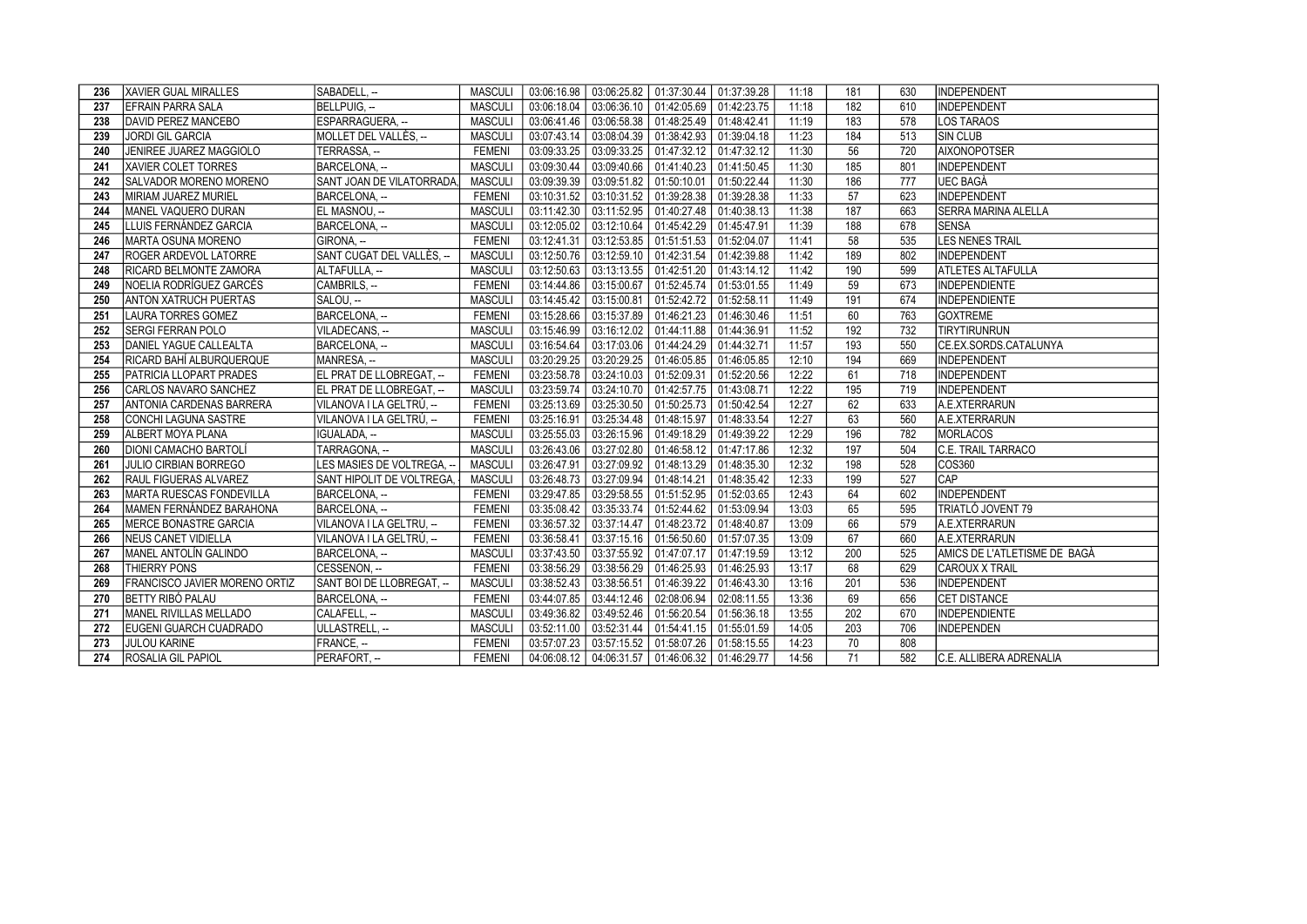| | | | | | | | | | | | | |
|---|---|---|---|---|---|---|---|---|---|---|---|---|
| 236 | XAVIER GUAL MIRALLES | SABADELL, -- | MASCULI | 03:06:16.98 | 03:06:25.82 | 01:37:30.44 | 01:37:39.28 | 11:18 | 181 | 630 | INDEPENDENT |
| 237 | EFRAIN PARRA SALA | BELLPUIG, -- | MASCULI | 03:06:18.04 | 03:06:36.10 | 01:42:05.69 | 01:42:23.75 | 11:18 | 182 | 610 | INDEPENDENT |
| 238 | DAVID PEREZ MANCEBO | ESPARRAGUERA, -- | MASCULI | 03:06:41.46 | 03:06:58.38 | 01:48:25.49 | 01:48:42.41 | 11:19 | 183 | 578 | LOS TAROAS |
| 239 | JORDI GIL GARCIA | MOLLET DEL VALLÈS, -- | MASCULI | 03:07:43.14 | 03:08:04.39 | 01:38:42.93 | 01:39:04.18 | 11:23 | 184 | 513 | SIN CLUB |
| 240 | JENIREE JUAREZ MAGGIOLO | TERRASSA, -- | FEMENI | 03:09:33.25 | 03:09:33.25 | 01:47:32.12 | 01:47:32.12 | 11:30 | 56 | 720 | AIXONOPOTSER |
| 241 | XAVIER COLET TORRES | BARCELONA, -- | MASCULI | 03:09:30.44 | 03:09:40.66 | 01:41:40.23 | 01:41:50.45 | 11:30 | 185 | 801 | INDEPENDENT |
| 242 | SALVADOR MORENO MORENO | SANT JOAN DE VILATORRADA, | MASCULI | 03:09:39.39 | 03:09:51.82 | 01:50:10.01 | 01:50:22.44 | 11:30 | 186 | 777 | UEC BAGÀ |
| 243 | MIRIAM JUAREZ MURIEL | BARCELONA, -- | FEMENI | 03:10:31.52 | 03:10:31.52 | 01:39:28.38 | 01:39:28.38 | 11:33 | 57 | 623 | INDEPENDENT |
| 244 | MANEL VAQUERO DURAN | EL MASNOU, -- | MASCULI | 03:11:42.30 | 03:11:52.95 | 01:40:27.48 | 01:40:38.13 | 11:38 | 187 | 663 | SERRA MARINA ALELLA |
| 245 | LLUIS FERNÁNDEZ GARCIA | BARCELONA, -- | MASCULI | 03:12:05.02 | 03:12:10.64 | 01:45:42.29 | 01:45:47.91 | 11:39 | 188 | 678 | SENSA |
| 246 | MARTA OSUNA MORENO | GIRONA, -- | FEMENI | 03:12:41.31 | 03:12:53.85 | 01:51:51.53 | 01:52:04.07 | 11:41 | 58 | 535 | LES NENES TRAIL |
| 247 | ROGER ARDEVOL LATORRE | SANT CUGAT DEL VALLÈS, -- | MASCULI | 03:12:50.76 | 03:12:59.10 | 01:42:31.54 | 01:42:39.88 | 11:42 | 189 | 802 | INDEPENDENT |
| 248 | RICARD BELMONTE ZAMORA | ALTAFULLA, -- | MASCULI | 03:12:50.63 | 03:13:13.55 | 01:42:51.20 | 01:43:14.12 | 11:42 | 190 | 599 | ATLETES ALTAFULLA |
| 249 | NOELIA RODRÍGUEZ GARCÉS | CAMBRILS, -- | FEMENI | 03:14:44.86 | 03:15:00.67 | 01:52:45.74 | 01:53:01.55 | 11:49 | 59 | 673 | INDEPENDIENTE |
| 250 | ANTON XATRUCH PUERTAS | SALOU, -- | MASCULI | 03:14:45.42 | 03:15:00.81 | 01:52:42.72 | 01:52:58.11 | 11:49 | 191 | 674 | INDEPENDIENTE |
| 251 | LAURA TORRES GOMEZ | BARCELONA, -- | FEMENI | 03:15:28.66 | 03:15:37.89 | 01:46:21.23 | 01:46:30.46 | 11:51 | 60 | 763 | GOXTREME |
| 252 | SERGI FERRAN POLO | VILADECANS, -- | MASCULI | 03:15:46.99 | 03:16:12.02 | 01:44:11.88 | 01:44:36.91 | 11:52 | 192 | 732 | TIRYTIRUNRUN |
| 253 | DANIEL YAGUE CALLEALTA | BARCELONA, -- | MASCULI | 03:16:54.64 | 03:17:03.06 | 01:44:24.29 | 01:44:32.71 | 11:57 | 193 | 550 | CE.EX.SORDS.CATALUNYA |
| 254 | RICARD BAHÍ ALBURQUERQUE | MANRESA, -- | MASCULI | 03:20:29.25 | 03:20:29.25 | 01:46:05.85 | 01:46:05.85 | 12:10 | 194 | 669 | INDEPENDENT |
| 255 | PATRICIA LLOPART PRADES | EL PRAT DE LLOBREGAT, -- | FEMENI | 03:23:58.78 | 03:24:10.03 | 01:52:09.31 | 01:52:20.56 | 12:22 | 61 | 718 | INDEPENDENT |
| 256 | CARLOS NAVARO SANCHEZ | EL PRAT DE LLOBREGAT, -- | MASCULI | 03:23:59.74 | 03:24:10.70 | 01:42:57.75 | 01:43:08.71 | 12:22 | 195 | 719 | INDEPENDENT |
| 257 | ANTONIA CARDENAS BARRERA | VILANOVA I LA GELTRÚ, -- | FEMENI | 03:25:13.69 | 03:25:30.50 | 01:50:25.73 | 01:50:42.54 | 12:27 | 62 | 633 | A.E.XTERRARUN |
| 258 | CONCHI LAGUNA SASTRE | VILANOVA I LA GELTRÚ, -- | FEMENI | 03:25:16.91 | 03:25:34.48 | 01:48:15.97 | 01:48:33.54 | 12:27 | 63 | 560 | A.E.XTERRARUN |
| 259 | ALBERT MOYA PLANA | IGUALADA, -- | MASCULI | 03:25:55.03 | 03:26:15.96 | 01:49:18.29 | 01:49:39.22 | 12:29 | 196 | 782 | MORLACOS |
| 260 | DIONI CAMACHO BARTOLÍ | TARRAGONA, -- | MASCULI | 03:26:43.06 | 03:27:02.80 | 01:46:58.12 | 01:47:17.86 | 12:32 | 197 | 504 | C.E. TRAIL TARRACO |
| 261 | JULIO CIRBIAN BORREGO | LES MASIES DE VOLTREGA, -- | MASCULI | 03:26:47.91 | 03:27:09.92 | 01:48:13.29 | 01:48:35.30 | 12:32 | 198 | 528 | COS360 |
| 262 | RAUL FIGUERAS ALVAREZ | SANT HIPOLIT DE VOLTREGA, | MASCULI | 03:26:48.73 | 03:27:09.94 | 01:48:14.21 | 01:48:35.42 | 12:33 | 199 | 527 | CAP |
| 263 | MARTA RUESCAS FONDEVILLA | BARCELONA, -- | FEMENI | 03:29:47.85 | 03:29:58.55 | 01:51:52.95 | 01:52:03.65 | 12:43 | 64 | 602 | INDEPENDENT |
| 264 | MAMEN FERNÁNDEZ BARAHONA | BARCELONA, -- | FEMENI | 03:35:08.42 | 03:35:33.74 | 01:52:44.62 | 01:53:09.94 | 13:03 | 65 | 595 | TRIATLÓ JOVENT 79 |
| 265 | MERCE BONASTRE GARCIA | VILANOVA I LA GELTRU, -- | FEMENI | 03:36:57.32 | 03:37:14.47 | 01:48:23.72 | 01:48:40.87 | 13:09 | 66 | 579 | A.E.XTERRARUN |
| 266 | NEUS CANET VIDIELLA | VILANOVA I LA GELTRÚ, -- | FEMENI | 03:36:58.41 | 03:37:15.16 | 01:56:50.60 | 01:57:07.35 | 13:09 | 67 | 660 | A.E.XTERRARUN |
| 267 | MANEL ANTOLÍN GALINDO | BARCELONA, -- | MASCULI | 03:37:43.50 | 03:37:55.92 | 01:47:07.17 | 01:47:19.59 | 13:12 | 200 | 525 | AMICS DE L'ATLETISME DE BAGÀ |
| 268 | THIERRY PONS | CESSENON, -- | FEMENI | 03:38:56.29 | 03:38:56.29 | 01:46:25.93 | 01:46:25.93 | 13:17 | 68 | 629 | CAROUX X TRAIL |
| 269 | FRANCISCO JAVIER MORENO ORTIZ | SANT BOI DE LLOBREGAT, -- | MASCULI | 03:38:52.43 | 03:38:56.51 | 01:46:39.22 | 01:46:43.30 | 13:16 | 201 | 536 | INDEPENDENT |
| 270 | BETTY RIBÓ PALAU | BARCELONA, -- | FEMENI | 03:44:07.85 | 03:44:12.46 | 02:08:06.94 | 02:08:11.55 | 13:36 | 69 | 656 | CET DISTANCE |
| 271 | MANEL RIVILLAS MELLADO | CALAFELL, -- | MASCULI | 03:49:36.82 | 03:49:52.46 | 01:56:20.54 | 01:56:36.18 | 13:55 | 202 | 670 | INDEPENDIENTE |
| 272 | EUGENI GUARCH CUADRADO | ULLASTRELL, -- | MASCULI | 03:52:11.00 | 03:52:31.44 | 01:54:41.15 | 01:55:01.59 | 14:05 | 203 | 706 | INDEPENDEN |
| 273 | JULOU KARINE | FRANCE, -- | FEMENI | 03:57:07.23 | 03:57:15.52 | 01:58:07.26 | 01:58:15.55 | 14:23 | 70 | 808 | |
| 274 | ROSALIA GIL PAPIOL | PERAFORT, -- | FEMENI | 04:06:08.12 | 04:06:31.57 | 01:46:06.32 | 01:46:29.77 | 14:56 | 71 | 582 | C.E. ALLIBERA ADRENALIA |